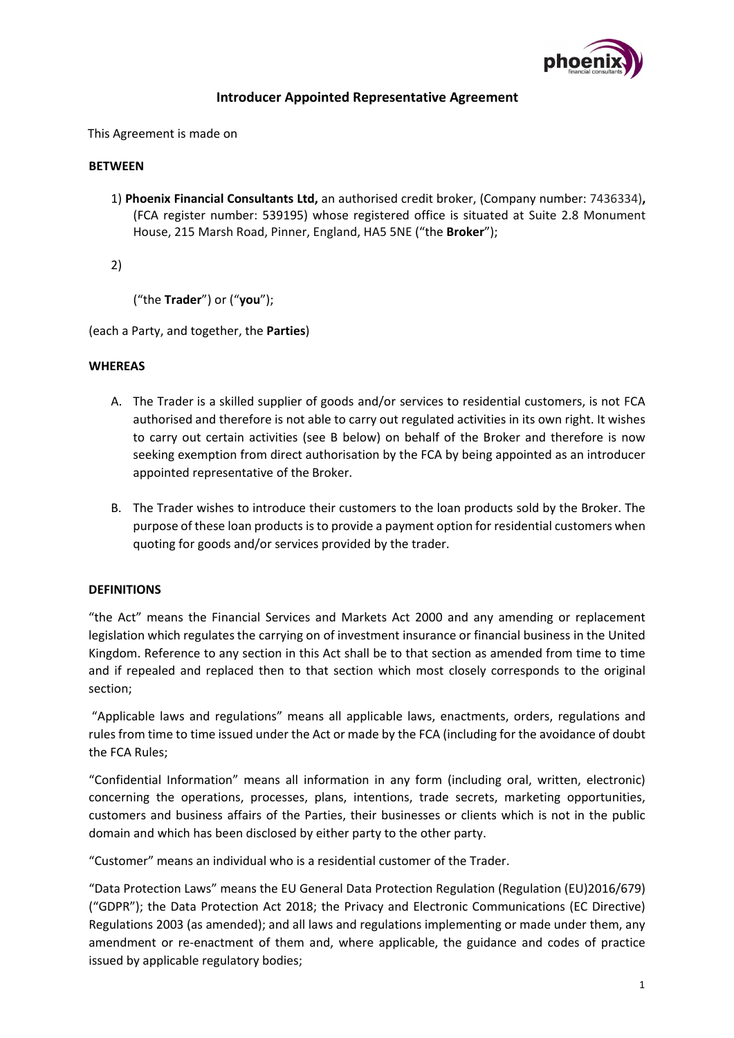## Introducer Appointed Representative Agreement

This Agreement is made on

**BETWEEN**

1) **Phoenix Financial Consultants Ltd,** an authorised credit broker, (Company number: 7436334)**,** (FCA register number: 539195) whose registered office is situated at Suite 2.8 Monument House, 215 Marsh Road, Pinner, England, HA5 5NE ("the **Broker**");

2)

("the **Trader**") or ("**you**");

(each a Party, and together, the **Parties**)

**WHEREAS**

A. The Trader is a skilled supplier of goods and/or services to residential customers, is not FCA authorised and therefore is not able to carry out regulated activities in its own right. It wishes to carry out certain activities (see B below) on behalf of the Broker and therefore is now seeking exemption from direct authorisation by the FCA by being appointed as an introducer appointed representative of the Broker.

B. The Trader wishes to introduce their customers to the loan products sold by the Broker. The purpose of these loan products is to provide a payment option for residential customers when quoting for goods and/or services provided by the trader.

**DEFINITIONS**

"the Act" means the Financial Services and Markets Act 2000 and any amending or replacement legislation which regulates the carrying on of investment insurance or financial business in the United Kingdom. Reference to any section in this Act shall be to that section as amended from time to time and if repealed and replaced then to that section which most closely corresponds to the original section;

"Applicable laws and regulations" means all applicable laws, enactments, orders, regulations and rules from time to time issued under the Act or made by the FCA (including for the avoidance of doubt the FCA Rules;

"Confidential Information" means all information in any form (including oral, written, electronic) concerning the operations, processes, plans, intentions, trade secrets, marketing opportunities, customers and business affairs of the Parties, their businesses or clients which is not in the public domain and which has been disclosed by either party to the other party.

"Customer" means an individual who is a residential customer of the Trader.

"Data Protection Laws" means the EU General Data Protection Regulation (Regulation (EU)2016/679) ("GDPR"); the Data Protection Act 2018; the Privacy and Electronic Communications (EC Directive) Regulations 2003 (as amended); and all laws and regulations implementing or made under them, any amendment or re-enactment of them and, where applicable, the guidance and codes of practice issued by applicable regulatory bodies;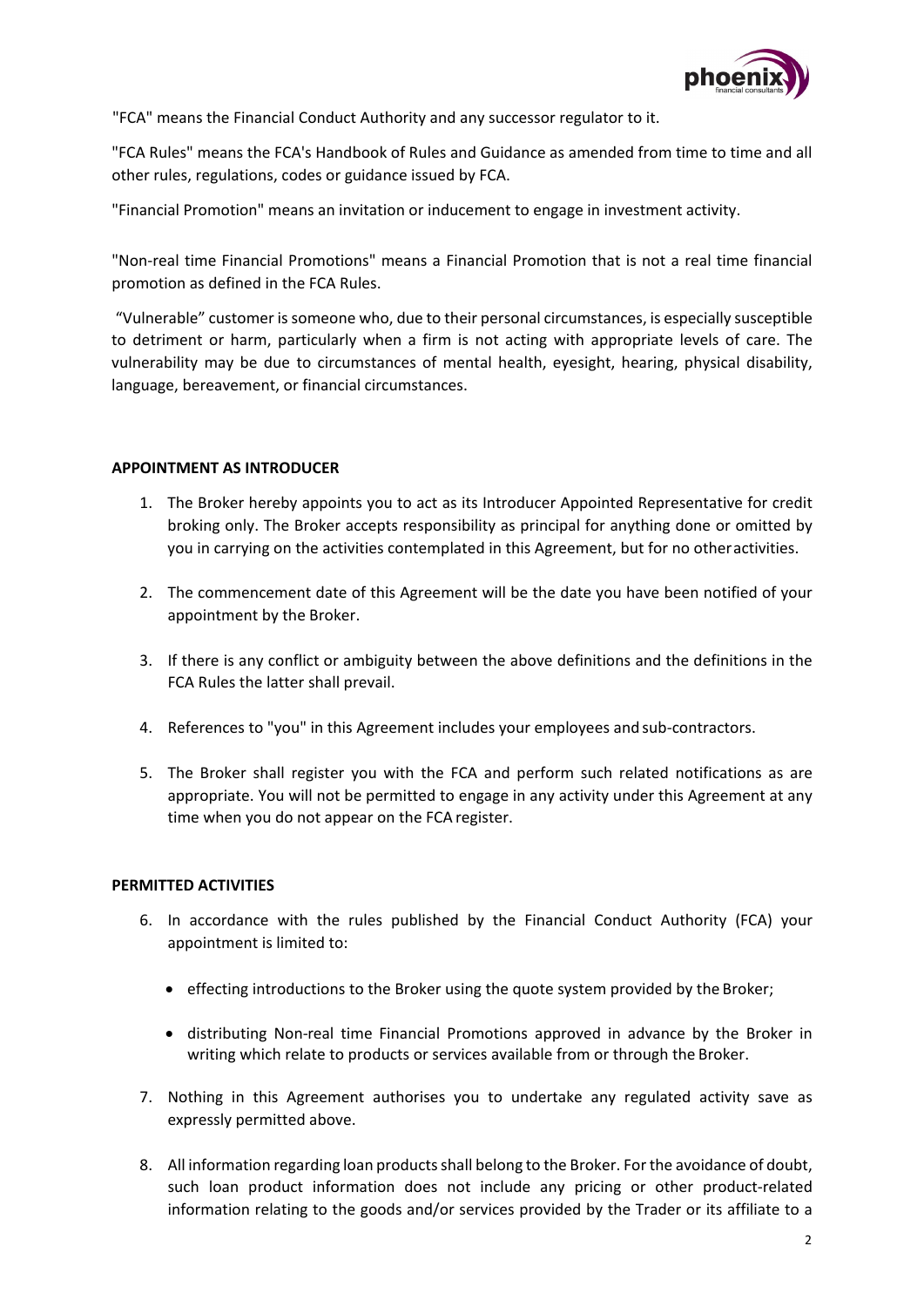"FCA" means the Financial Conduct Authority and any successor regulator to it.

"FCA Rules" means the FCA's Handbook of Rules and Guidance as amended from time to time and all other rules, regulations, codes or guidance issued by FCA.

"Financial Promotion" means an invitation or inducement to engage in investment activity.

"Non-real time Financial Promotions" means a Financial Promotion that is not a real time financial promotion as defined in the FCA Rules.

"Vulnerable" customer is someone who, due to their personal circumstances, is especially susceptible to detriment or harm, particularly when a firm is not acting with appropriate levels of care. The vulnerability may be due to circumstances of mental health, eyesight, hearing, physical disability, language, bereavement, or financial circumstances.

**APPOINTMENT AS INTRODUCER**

1. The Broker hereby appoints you to act as its Introducer Appointed Representative for credit broking only. The Broker accepts responsibility as principal for anything done or omitted by you in carrying on the activities contemplated in this Agreement, but for no other activities.

2. The commencement date of this Agreement will be the date you have been notified of your appointment by the Broker.

3. If there is any conflict or ambiguity between the above definitions and the definitions in the FCA Rules the latter shall prevail.

4. References to "you" in this Agreement includes your employees and sub-contractors.

5. The Broker shall register you with the FCA and perform such related notifications as are appropriate. You will not be permitted to engage in any activity under this Agreement at any time when you do not appear on the FCA register.

**PERMITTED ACTIVITIES**

6. In accordance with the rules published by the Financial Conduct Authority (FCA) your appointment is limited to:

   - effecting introductions to the Broker using the quote system provided by the Broker;

   - distributing Non-real time Financial Promotions approved in advance by the Broker in writing which relate to products or services available from or through the Broker.

7. Nothing in this Agreement authorises you to undertake any regulated activity save as expressly permitted above.

8. All information regarding loan products shall belong to the Broker. For the avoidance of doubt, such loan product information does not include any pricing or other product-related information relating to the goods and/or services provided by the Trader or its affiliate to a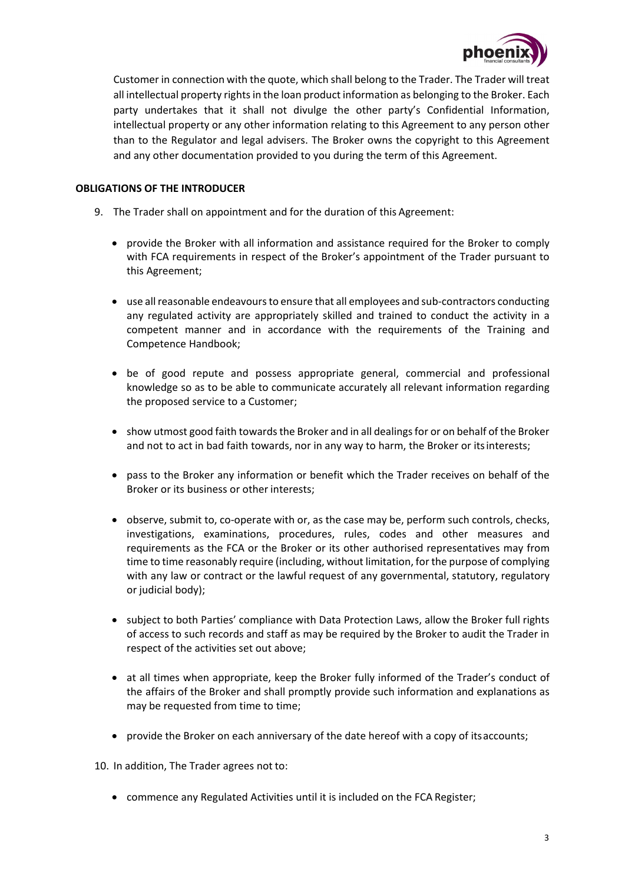Customer in connection with the quote, which shall belong to the Trader. The Trader will treat all intellectual property rights in the loan product information as belonging to the Broker. Each party undertakes that it shall not divulge the other party's Confidential Information, intellectual property or any other information relating to this Agreement to any person other than to the Regulator and legal advisers. The Broker owns the copyright to this Agreement and any other documentation provided to you during the term of this Agreement.

**OBLIGATIONS OF THE INTRODUCER**

9. The Trader shall on appointment and for the duration of this Agreement:

   - provide the Broker with all information and assistance required for the Broker to comply with FCA requirements in respect of the Broker's appointment of the Trader pursuant to this Agreement;
   - use all reasonable endeavours to ensure that all employees and sub-contractors conducting any regulated activity are appropriately skilled and trained to conduct the activity in a competent manner and in accordance with the requirements of the Training and Competence Handbook;
   - be of good repute and possess appropriate general, commercial and professional knowledge so as to be able to communicate accurately all relevant information regarding the proposed service to a Customer;
   - show utmost good faith towards the Broker and in all dealings for or on behalf of the Broker and not to act in bad faith towards, nor in any way to harm, the Broker or its interests;
   - pass to the Broker any information or benefit which the Trader receives on behalf of the Broker or its business or other interests;
   - observe, submit to, co-operate with or, as the case may be, perform such controls, checks, investigations, examinations, procedures, rules, codes and other measures and requirements as the FCA or the Broker or its other authorised representatives may from time to time reasonably require (including, without limitation, for the purpose of complying with any law or contract or the lawful request of any governmental, statutory, regulatory or judicial body);
   - subject to both Parties' compliance with Data Protection Laws, allow the Broker full rights of access to such records and staff as may be required by the Broker to audit the Trader in respect of the activities set out above;
   - at all times when appropriate, keep the Broker fully informed of the Trader's conduct of the affairs of the Broker and shall promptly provide such information and explanations as may be requested from time to time;
   - provide the Broker on each anniversary of the date hereof with a copy of its accounts;

10. In addition, The Trader agrees not to:

    - commence any Regulated Activities until it is included on the FCA Register;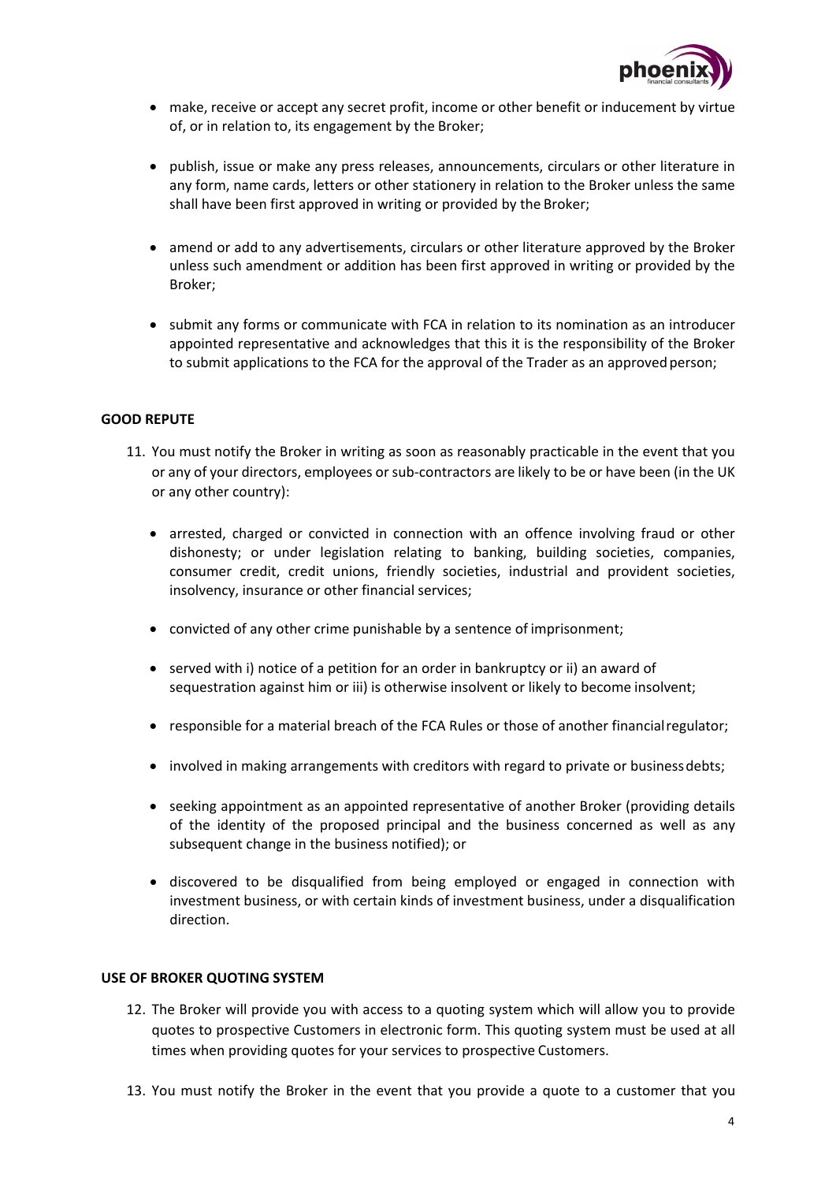- make, receive or accept any secret profit, income or other benefit or inducement by virtue of, or in relation to, its engagement by the Broker;

- publish, issue or make any press releases, announcements, circulars or other literature in any form, name cards, letters or other stationery in relation to the Broker unless the same shall have been first approved in writing or provided by the Broker;

- amend or add to any advertisements, circulars or other literature approved by the Broker unless such amendment or addition has been first approved in writing or provided by the Broker;

- submit any forms or communicate with FCA in relation to its nomination as an introducer appointed representative and acknowledges that this it is the responsibility of the Broker to submit applications to the FCA for the approval of the Trader as an approved person;

**GOOD REPUTE**

11. You must notify the Broker in writing as soon as reasonably practicable in the event that you or any of your directors, employees or sub-contractors are likely to be or have been (in the UK or any other country):

    - arrested, charged or convicted in connection with an offence involving fraud or other dishonesty; or under legislation relating to banking, building societies, companies, consumer credit, credit unions, friendly societies, industrial and provident societies, insolvency, insurance or other financial services;

    - convicted of any other crime punishable by a sentence of imprisonment;

    - served with i) notice of a petition for an order in bankruptcy or ii) an award of sequestration against him or iii) is otherwise insolvent or likely to become insolvent;

    - responsible for a material breach of the FCA Rules or those of another financial regulator;

    - involved in making arrangements with creditors with regard to private or business debts;

    - seeking appointment as an appointed representative of another Broker (providing details of the identity of the proposed principal and the business concerned as well as any subsequent change in the business notified); or

    - discovered to be disqualified from being employed or engaged in connection with investment business, or with certain kinds of investment business, under a disqualification direction.

**USE OF BROKER QUOTING SYSTEM**

12. The Broker will provide you with access to a quoting system which will allow you to provide quotes to prospective Customers in electronic form. This quoting system must be used at all times when providing quotes for your services to prospective Customers.

13. You must notify the Broker in the event that you provide a quote to a customer that you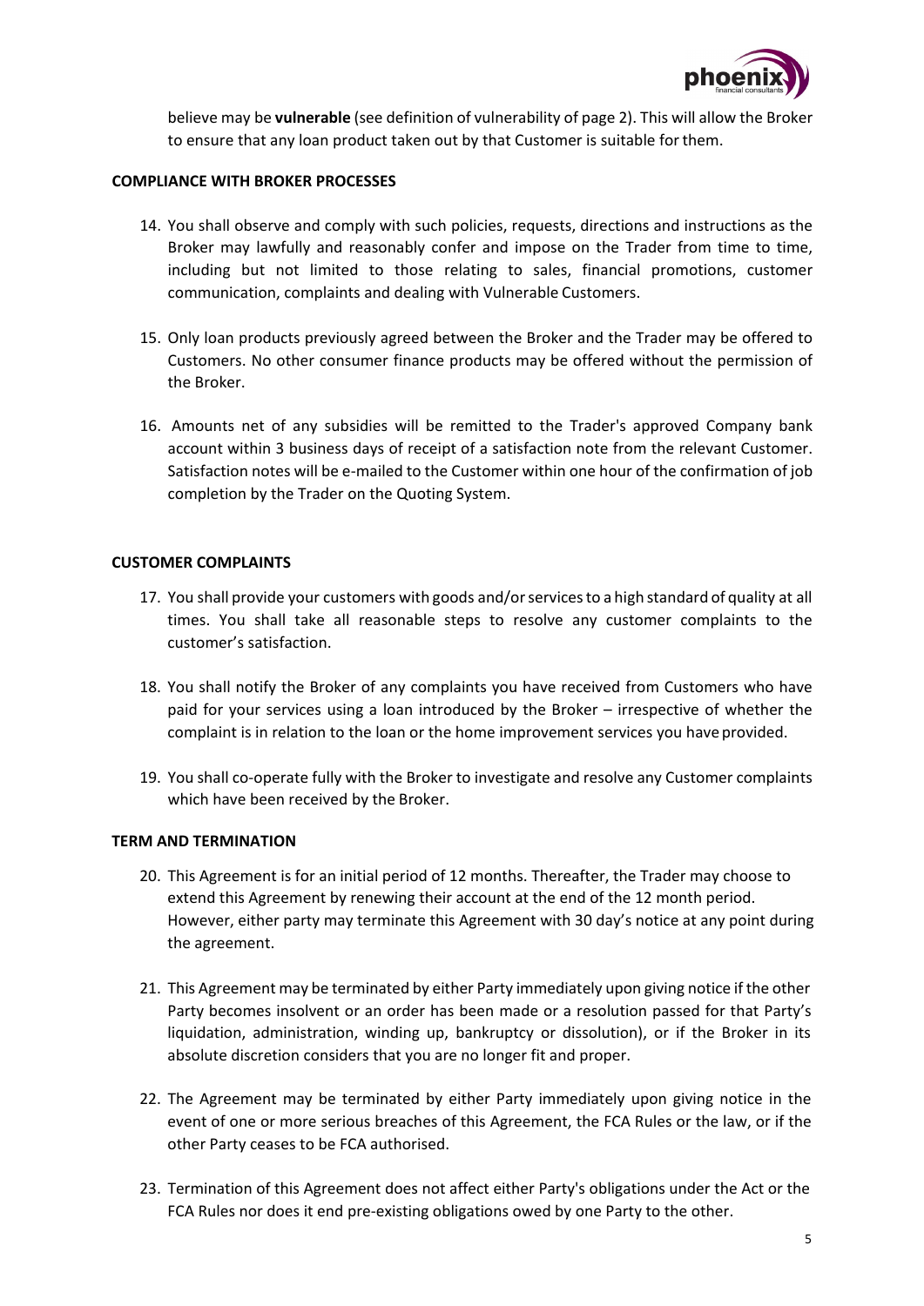believe may be **vulnerable** (see definition of vulnerability of page 2). This will allow the Broker to ensure that any loan product taken out by that Customer is suitable for them.

**COMPLIANCE WITH BROKER PROCESSES**

14. You shall observe and comply with such policies, requests, directions and instructions as the Broker may lawfully and reasonably confer and impose on the Trader from time to time, including but not limited to those relating to sales, financial promotions, customer communication, complaints and dealing with Vulnerable Customers.

15. Only loan products previously agreed between the Broker and the Trader may be offered to Customers. No other consumer finance products may be offered without the permission of the Broker.

16. Amounts net of any subsidies will be remitted to the Trader's approved Company bank account within 3 business days of receipt of a satisfaction note from the relevant Customer. Satisfaction notes will be e-mailed to the Customer within one hour of the confirmation of job completion by the Trader on the Quoting System.

**CUSTOMER COMPLAINTS**

17. You shall provide your customers with goods and/or services to a high standard of quality at all times. You shall take all reasonable steps to resolve any customer complaints to the customer's satisfaction.

18. You shall notify the Broker of any complaints you have received from Customers who have paid for your services using a loan introduced by the Broker – irrespective of whether the complaint is in relation to the loan or the home improvement services you have provided.

19. You shall co-operate fully with the Broker to investigate and resolve any Customer complaints which have been received by the Broker.

**TERM AND TERMINATION**

20. This Agreement is for an initial period of 12 months. Thereafter, the Trader may choose to extend this Agreement by renewing their account at the end of the 12 month period. However, either party may terminate this Agreement with 30 day's notice at any point during the agreement.

21. This Agreement may be terminated by either Party immediately upon giving notice if the other Party becomes insolvent or an order has been made or a resolution passed for that Party's liquidation, administration, winding up, bankruptcy or dissolution), or if the Broker in its absolute discretion considers that you are no longer fit and proper.

22. The Agreement may be terminated by either Party immediately upon giving notice in the event of one or more serious breaches of this Agreement, the FCA Rules or the law, or if the other Party ceases to be FCA authorised.

23. Termination of this Agreement does not affect either Party's obligations under the Act or the FCA Rules nor does it end pre-existing obligations owed by one Party to the other.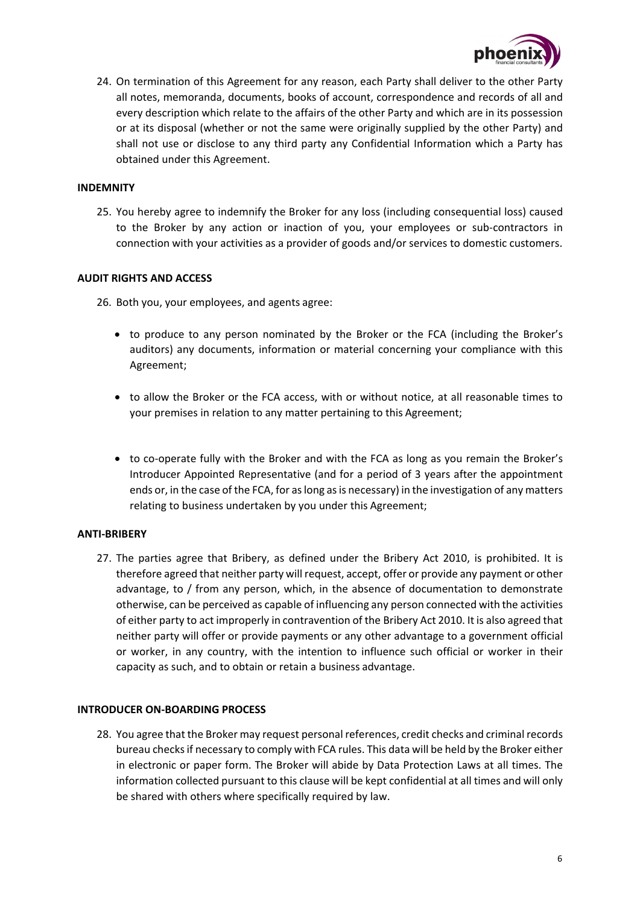24. On termination of this Agreement for any reason, each Party shall deliver to the other Party all notes, memoranda, documents, books of account, correspondence and records of all and every description which relate to the affairs of the other Party and which are in its possession or at its disposal (whether or not the same were originally supplied by the other Party) and shall not use or disclose to any third party any Confidential Information which a Party has obtained under this Agreement.

**INDEMNITY**

25. You hereby agree to indemnify the Broker for any loss (including consequential loss) caused to the Broker by any action or inaction of you, your employees or sub-contractors in connection with your activities as a provider of goods and/or services to domestic customers.

**AUDIT RIGHTS AND ACCESS**

26. Both you, your employees, and agents agree:

    - to produce to any person nominated by the Broker or the FCA (including the Broker's auditors) any documents, information or material concerning your compliance with this Agreement;

    - to allow the Broker or the FCA access, with or without notice, at all reasonable times to your premises in relation to any matter pertaining to this Agreement;

    - to co-operate fully with the Broker and with the FCA as long as you remain the Broker's Introducer Appointed Representative (and for a period of 3 years after the appointment ends or, in the case of the FCA, for as long as is necessary) in the investigation of any matters relating to business undertaken by you under this Agreement;

**ANTI-BRIBERY**

27. The parties agree that Bribery, as defined under the Bribery Act 2010, is prohibited. It is therefore agreed that neither party will request, accept, offer or provide any payment or other advantage, to / from any person, which, in the absence of documentation to demonstrate otherwise, can be perceived as capable of influencing any person connected with the activities of either party to act improperly in contravention of the Bribery Act 2010. It is also agreed that neither party will offer or provide payments or any other advantage to a government official or worker, in any country, with the intention to influence such official or worker in their capacity as such, and to obtain or retain a business advantage.

**INTRODUCER ON-BOARDING PROCESS**

28. You agree that the Broker may request personal references, credit checks and criminal records bureau checks if necessary to comply with FCA rules. This data will be held by the Broker either in electronic or paper form. The Broker will abide by Data Protection Laws at all times. The information collected pursuant to this clause will be kept confidential at all times and will only be shared with others where specifically required by law.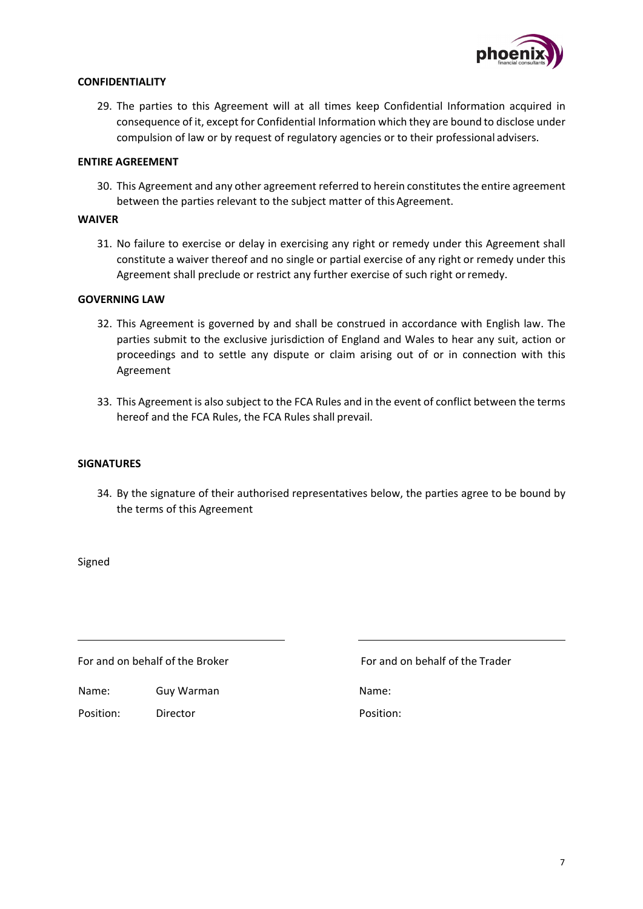**CONFIDENTIALITY**

29. The parties to this Agreement will at all times keep Confidential Information acquired in consequence of it, except for Confidential Information which they are bound to disclose under compulsion of law or by request of regulatory agencies or to their professional advisers.

**ENTIRE AGREEMENT**

30. This Agreement and any other agreement referred to herein constitutes the entire agreement between the parties relevant to the subject matter of this Agreement.

**WAIVER**

31. No failure to exercise or delay in exercising any right or remedy under this Agreement shall constitute a waiver thereof and no single or partial exercise of any right or remedy under this Agreement shall preclude or restrict any further exercise of such right or remedy.

**GOVERNING LAW**

32. This Agreement is governed by and shall be construed in accordance with English law. The parties submit to the exclusive jurisdiction of England and Wales to hear any suit, action or proceedings and to settle any dispute or claim arising out of or in connection with this Agreement

33. This Agreement is also subject to the FCA Rules and in the event of conflict between the terms hereof and the FCA Rules, the FCA Rules shall prevail.

**SIGNATURES**

34. By the signature of their authorised representatives below, the parties agree to be bound by the terms of this Agreement

Signed

For and on behalf of the Broker

Name: Guy Warman

Position: Director

For and on behalf of the Trader

Name:

Position: